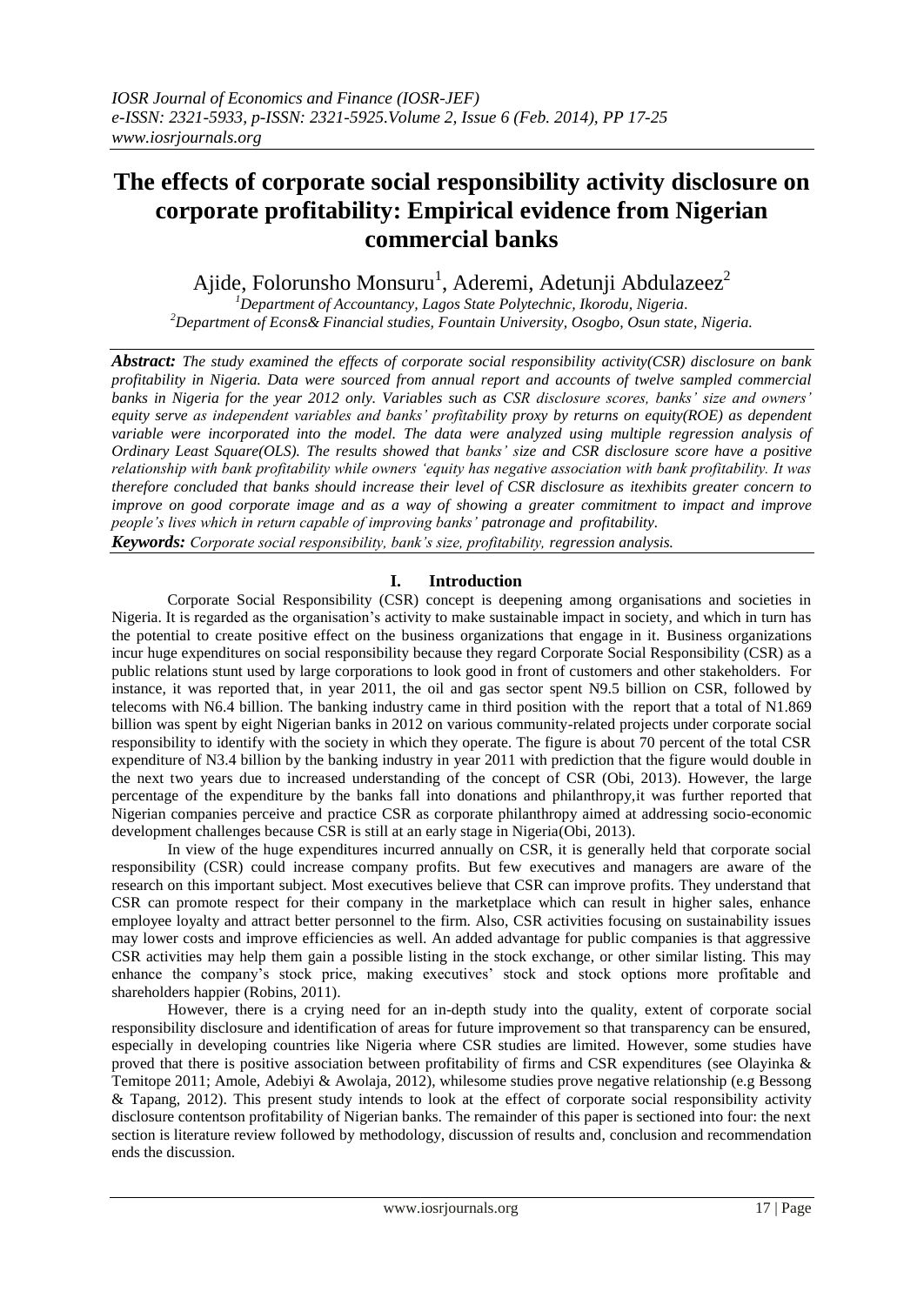# The effects of corporate social responsibility activity disclosure on corporate profitability: Empirical evidence from Nigerian commercial banks

Ajide, Folorunsho Monsuru[1], Aderemi, Adetunji Abdulazeez[2]

[1]Department of Accountancy, Lagos State Polytechnic, Ikorodu, Nigeria.
[2]Department of Econs& Financial studies, Fountain University, Osogbo, Osun state, Nigeria.

***Abstract:*** *The study examined the effects of corporate social responsibility activity(CSR) disclosure on bank profitability in Nigeria. Data were sourced from annual report and accounts of twelve sampled commercial banks in Nigeria for the year 2012 only. Variables such as CSR disclosure scores, banks' size and owners' equity serve as independent variables and banks' profitability proxy by returns on equity(ROE) as dependent variable were incorporated into the model. The data were analyzed using multiple regression analysis of Ordinary Least Square(OLS). The results showed that banks' size and CSR disclosure score have a positive relationship with bank profitability while owners 'equity has negative association with bank profitability. It was therefore concluded that banks should increase their level of CSR disclosure as itexhibits greater concern to improve on good corporate image and as a way of showing a greater commitment to impact and improve people's lives which in return capable of improving banks' patronage and profitability.*

***Keywords:*** *Corporate social responsibility, bank's size, profitability, regression analysis.*

## I. Introduction

Corporate Social Responsibility (CSR) concept is deepening among organisations and societies in Nigeria. It is regarded as the organisation's activity to make sustainable impact in society, and which in turn has the potential to create positive effect on the business organizations that engage in it. Business organizations incur huge expenditures on social responsibility because they regard Corporate Social Responsibility (CSR) as a public relations stunt used by large corporations to look good in front of customers and other stakeholders. For instance, it was reported that, in year 2011, the oil and gas sector spent N9.5 billion on CSR, followed by telecoms with N6.4 billion. The banking industry came in third position with the report that a total of N1.869 billion was spent by eight Nigerian banks in 2012 on various community-related projects under corporate social responsibility to identify with the society in which they operate. The figure is about 70 percent of the total CSR expenditure of N3.4 billion by the banking industry in year 2011 with prediction that the figure would double in the next two years due to increased understanding of the concept of CSR (Obi, 2013). However, the large percentage of the expenditure by the banks fall into donations and philanthropy,it was further reported that Nigerian companies perceive and practice CSR as corporate philanthropy aimed at addressing socio-economic development challenges because CSR is still at an early stage in Nigeria(Obi, 2013).

In view of the huge expenditures incurred annually on CSR, it is generally held that corporate social responsibility (CSR) could increase company profits. But few executives and managers are aware of the research on this important subject. Most executives believe that CSR can improve profits. They understand that CSR can promote respect for their company in the marketplace which can result in higher sales, enhance employee loyalty and attract better personnel to the firm. Also, CSR activities focusing on sustainability issues may lower costs and improve efficiencies as well. An added advantage for public companies is that aggressive CSR activities may help them gain a possible listing in the stock exchange, or other similar listing. This may enhance the company's stock price, making executives' stock and stock options more profitable and shareholders happier (Robins, 2011).

However, there is a crying need for an in-depth study into the quality, extent of corporate social responsibility disclosure and identification of areas for future improvement so that transparency can be ensured, especially in developing countries like Nigeria where CSR studies are limited. However, some studies have proved that there is positive association between profitability of firms and CSR expenditures (see Olayinka & Temitope 2011; Amole, Adebiyi & Awolaja, 2012), whilesome studies prove negative relationship (e.g Bessong & Tapang, 2012). This present study intends to look at the effect of corporate social responsibility activity disclosure contentson profitability of Nigerian banks. The remainder of this paper is sectioned into four: the next section is literature review followed by methodology, discussion of results and, conclusion and recommendation ends the discussion.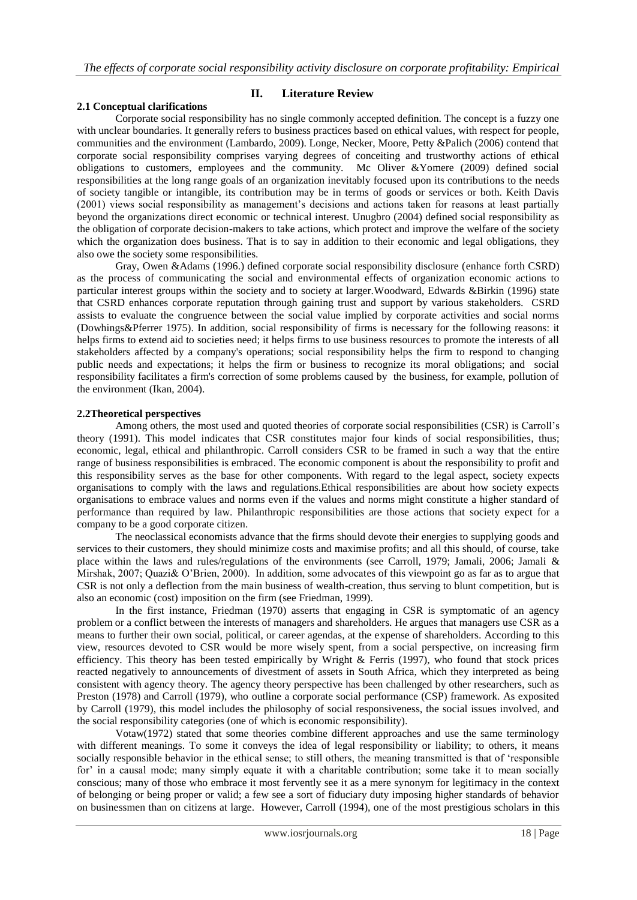## II. Literature Review

### 2.1 Conceptual clarifications

Corporate social responsibility has no single commonly accepted definition. The concept is a fuzzy one with unclear boundaries. It generally refers to business practices based on ethical values, with respect for people, communities and the environment (Lambardo, 2009). Longe, Necker, Moore, Petty &Palich (2006) contend that corporate social responsibility comprises varying degrees of conceiting and trustworthy actions of ethical obligations to customers, employees and the community. Mc Oliver &Yomere (2009) defined social responsibilities at the long range goals of an organization inevitably focused upon its contributions to the needs of society tangible or intangible, its contribution may be in terms of goods or services or both. Keith Davis (2001) views social responsibility as management's decisions and actions taken for reasons at least partially beyond the organizations direct economic or technical interest. Unugbro (2004) defined social responsibility as the obligation of corporate decision-makers to take actions, which protect and improve the welfare of the society which the organization does business. That is to say in addition to their economic and legal obligations, they also owe the society some responsibilities.

Gray, Owen &Adams (1996.) defined corporate social responsibility disclosure (enhance forth CSRD) as the process of communicating the social and environmental effects of organization economic actions to particular interest groups within the society and to society at larger.Woodward, Edwards &Birkin (1996) state that CSRD enhances corporate reputation through gaining trust and support by various stakeholders. CSRD assists to evaluate the congruence between the social value implied by corporate activities and social norms (Dowhings&Pferrer 1975). In addition, social responsibility of firms is necessary for the following reasons: it helps firms to extend aid to societies need; it helps firms to use business resources to promote the interests of all stakeholders affected by a company's operations; social responsibility helps the firm to respond to changing public needs and expectations; it helps the firm or business to recognize its moral obligations; and social responsibility facilitates a firm's correction of some problems caused by the business, for example, pollution of the environment (Ikan, 2004).

### 2.2Theoretical perspectives

Among others, the most used and quoted theories of corporate social responsibilities (CSR) is Carroll's theory (1991). This model indicates that CSR constitutes major four kinds of social responsibilities, thus; economic, legal, ethical and philanthropic. Carroll considers CSR to be framed in such a way that the entire range of business responsibilities is embraced. The economic component is about the responsibility to profit and this responsibility serves as the base for other components. With regard to the legal aspect, society expects organisations to comply with the laws and regulations.Ethical responsibilities are about how society expects organisations to embrace values and norms even if the values and norms might constitute a higher standard of performance than required by law. Philanthropic responsibilities are those actions that society expect for a company to be a good corporate citizen.

The neoclassical economists advance that the firms should devote their energies to supplying goods and services to their customers, they should minimize costs and maximise profits; and all this should, of course, take place within the laws and rules/regulations of the environments (see Carroll, 1979; Jamali, 2006; Jamali & Mirshak, 2007; Quazi& O'Brien, 2000). In addition, some advocates of this viewpoint go as far as to argue that CSR is not only a deflection from the main business of wealth-creation, thus serving to blunt competition, but is also an economic (cost) imposition on the firm (see Friedman, 1999).

In the first instance, Friedman (1970) asserts that engaging in CSR is symptomatic of an agency problem or a conflict between the interests of managers and shareholders. He argues that managers use CSR as a means to further their own social, political, or career agendas, at the expense of shareholders. According to this view, resources devoted to CSR would be more wisely spent, from a social perspective, on increasing firm efficiency. This theory has been tested empirically by Wright & Ferris (1997), who found that stock prices reacted negatively to announcements of divestment of assets in South Africa, which they interpreted as being consistent with agency theory. The agency theory perspective has been challenged by other researchers, such as Preston (1978) and Carroll (1979), who outline a corporate social performance (CSP) framework. As exposited by Carroll (1979), this model includes the philosophy of social responsiveness, the social issues involved, and the social responsibility categories (one of which is economic responsibility).

Votaw(1972) stated that some theories combine different approaches and use the same terminology with different meanings. To some it conveys the idea of legal responsibility or liability; to others, it means socially responsible behavior in the ethical sense; to still others, the meaning transmitted is that of 'responsible for' in a causal mode; many simply equate it with a charitable contribution; some take it to mean socially conscious; many of those who embrace it most fervently see it as a mere synonym for legitimacy in the context of belonging or being proper or valid; a few see a sort of fiduciary duty imposing higher standards of behavior on businessmen than on citizens at large. However, Carroll (1994), one of the most prestigious scholars in this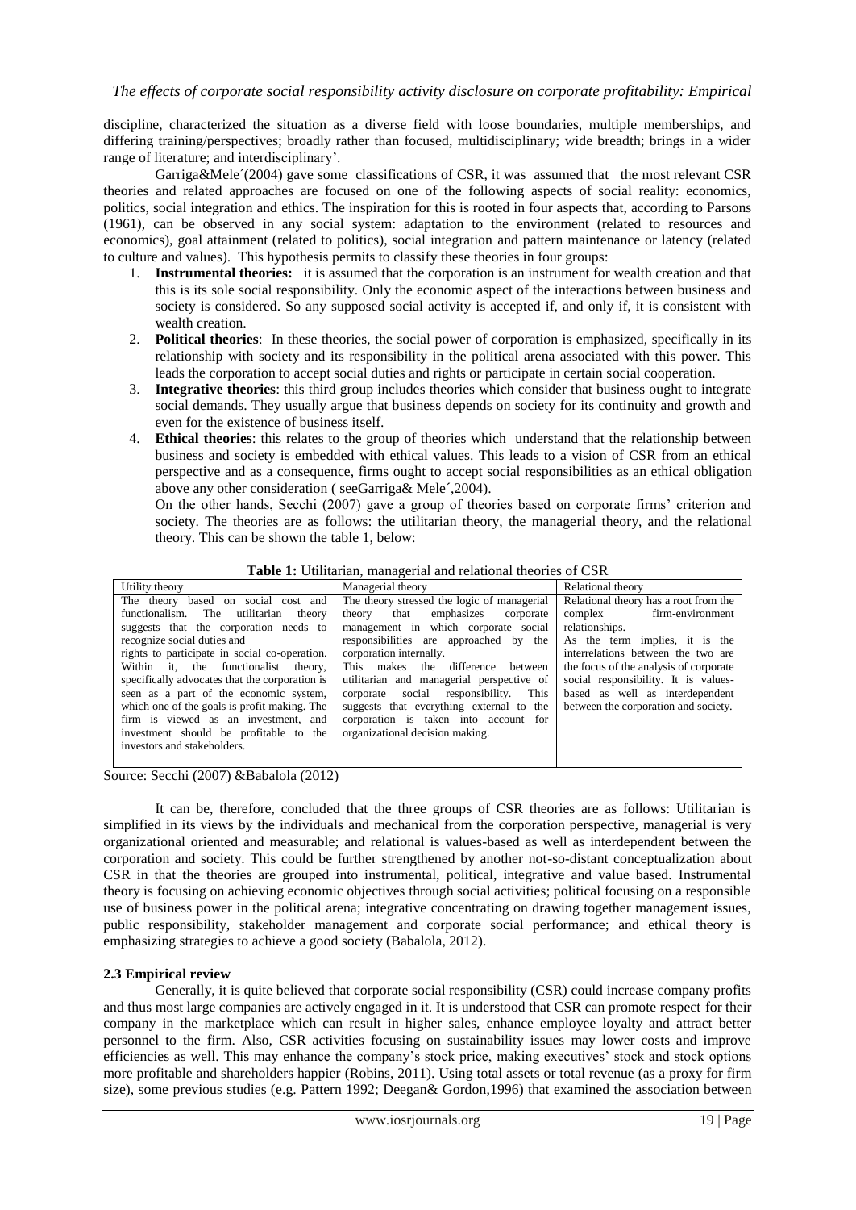discipline, characterized the situation as a diverse field with loose boundaries, multiple memberships, and differing training/perspectives; broadly rather than focused, multidisciplinary; wide breadth; brings in a wider range of literature; and interdisciplinary'.

Garriga&Mele´(2004) gave some classifications of CSR, it was assumed that the most relevant CSR theories and related approaches are focused on one of the following aspects of social reality: economics, politics, social integration and ethics. The inspiration for this is rooted in four aspects that, according to Parsons (1961), can be observed in any social system: adaptation to the environment (related to resources and economics), goal attainment (related to politics), social integration and pattern maintenance or latency (related to culture and values). This hypothesis permits to classify these theories in four groups:

1. **Instrumental theories:** it is assumed that the corporation is an instrument for wealth creation and that this is its sole social responsibility. Only the economic aspect of the interactions between business and society is considered. So any supposed social activity is accepted if, and only if, it is consistent with wealth creation.
2. **Political theories**: In these theories, the social power of corporation is emphasized, specifically in its relationship with society and its responsibility in the political arena associated with this power. This leads the corporation to accept social duties and rights or participate in certain social cooperation.
3. **Integrative theories**: this third group includes theories which consider that business ought to integrate social demands. They usually argue that business depends on society for its continuity and growth and even for the existence of business itself.
4. **Ethical theories**: this relates to the group of theories which understand that the relationship between business and society is embedded with ethical values. This leads to a vision of CSR from an ethical perspective and as a consequence, firms ought to accept social responsibilities as an ethical obligation above any other consideration ( seeGarriga& Mele´,2004).

On the other hands, Secchi (2007) gave a group of theories based on corporate firms' criterion and society. The theories are as follows: the utilitarian theory, the managerial theory, and the relational theory. This can be shown the table 1, below:

**Table 1:** Utilitarian, managerial and relational theories of CSR

| Utility theory | Managerial theory | Relational theory |
|---|---|---|
| The theory based on social cost and functionalism. The utilitarian theory suggests that the corporation needs to recognize social duties and rights to participate in social co-operation. Within it, the functionalist theory, specifically advocates that the corporation is seen as a part of the economic system, which one of the goals is profit making. The firm is viewed as an investment, and investment should be profitable to the investors and stakeholders. | The theory stressed the logic of managerial theory that emphasizes corporate management in which corporate social responsibilities are approached by the corporation internally. This makes the difference between utilitarian and managerial perspective of corporate social responsibility. This suggests that everything external to the corporation is taken into account for organizational decision making. | Relational theory has a root from the complex firm-environment relationships. As the term implies, it is the interrelations between the two are the focus of the analysis of corporate social responsibility. It is values-based as well as interdependent between the corporation and society. |
| | | |

Source: Secchi (2007) &Babalola (2012)

It can be, therefore, concluded that the three groups of CSR theories are as follows: Utilitarian is simplified in its views by the individuals and mechanical from the corporation perspective, managerial is very organizational oriented and measurable; and relational is values-based as well as interdependent between the corporation and society. This could be further strengthened by another not-so-distant conceptualization about CSR in that the theories are grouped into instrumental, political, integrative and value based. Instrumental theory is focusing on achieving economic objectives through social activities; political focusing on a responsible use of business power in the political arena; integrative concentrating on drawing together management issues, public responsibility, stakeholder management and corporate social performance; and ethical theory is emphasizing strategies to achieve a good society (Babalola, 2012).

### 2.3 Empirical review

Generally, it is quite believed that corporate social responsibility (CSR) could increase company profits and thus most large companies are actively engaged in it. It is understood that CSR can promote respect for their company in the marketplace which can result in higher sales, enhance employee loyalty and attract better personnel to the firm. Also, CSR activities focusing on sustainability issues may lower costs and improve efficiencies as well. This may enhance the company's stock price, making executives' stock and stock options more profitable and shareholders happier (Robins, 2011). Using total assets or total revenue (as a proxy for firm size), some previous studies (e.g. Pattern 1992; Deegan& Gordon,1996) that examined the association between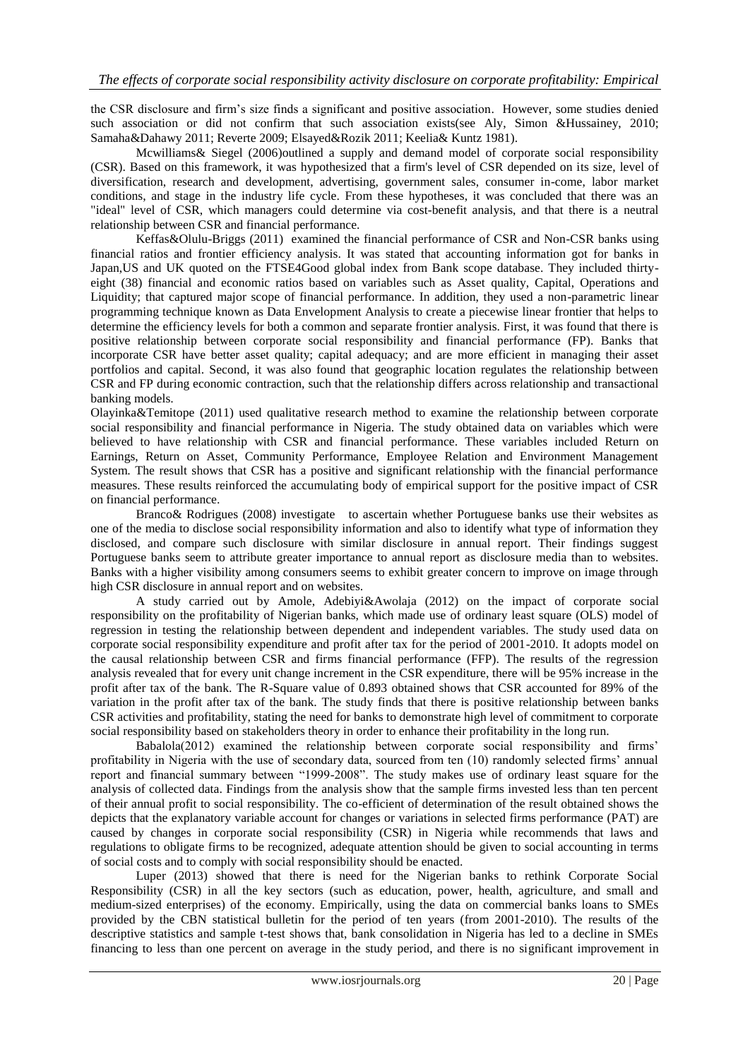the CSR disclosure and firm's size finds a significant and positive association. However, some studies denied such association or did not confirm that such association exists(see Aly, Simon &Hussainey, 2010; Samaha&Dahawy 2011; Reverte 2009; Elsayed&Rozik 2011; Keelia& Kuntz 1981).

Mcwilliams& Siegel (2006)outlined a supply and demand model of corporate social responsibility (CSR). Based on this framework, it was hypothesized that a firm's level of CSR depended on its size, level of diversification, research and development, advertising, government sales, consumer in-come, labor market conditions, and stage in the industry life cycle. From these hypotheses, it was concluded that there was an "ideal" level of CSR, which managers could determine via cost-benefit analysis, and that there is a neutral relationship between CSR and financial performance.

Keffas&Olulu-Briggs (2011) examined the financial performance of CSR and Non-CSR banks using financial ratios and frontier efficiency analysis. It was stated that accounting information got for banks in Japan,US and UK quoted on the FTSE4Good global index from Bank scope database. They included thirty-eight (38) financial and economic ratios based on variables such as Asset quality, Capital, Operations and Liquidity; that captured major scope of financial performance. In addition, they used a non-parametric linear programming technique known as Data Envelopment Analysis to create a piecewise linear frontier that helps to determine the efficiency levels for both a common and separate frontier analysis. First, it was found that there is positive relationship between corporate social responsibility and financial performance (FP). Banks that incorporate CSR have better asset quality; capital adequacy; and are more efficient in managing their asset portfolios and capital. Second, it was also found that geographic location regulates the relationship between CSR and FP during economic contraction, such that the relationship differs across relationship and transactional banking models.

Olayinka&Temitope (2011) used qualitative research method to examine the relationship between corporate social responsibility and financial performance in Nigeria. The study obtained data on variables which were believed to have relationship with CSR and financial performance. These variables included Return on Earnings, Return on Asset, Community Performance, Employee Relation and Environment Management System. The result shows that CSR has a positive and significant relationship with the financial performance measures. These results reinforced the accumulating body of empirical support for the positive impact of CSR on financial performance.

Branco& Rodrigues (2008) investigate to ascertain whether Portuguese banks use their websites as one of the media to disclose social responsibility information and also to identify what type of information they disclosed, and compare such disclosure with similar disclosure in annual report. Their findings suggest Portuguese banks seem to attribute greater importance to annual report as disclosure media than to websites. Banks with a higher visibility among consumers seems to exhibit greater concern to improve on image through high CSR disclosure in annual report and on websites.

A study carried out by Amole, Adebiyi&Awolaja (2012) on the impact of corporate social responsibility on the profitability of Nigerian banks, which made use of ordinary least square (OLS) model of regression in testing the relationship between dependent and independent variables. The study used data on corporate social responsibility expenditure and profit after tax for the period of 2001-2010. It adopts model on the causal relationship between CSR and firms financial performance (FFP). The results of the regression analysis revealed that for every unit change increment in the CSR expenditure, there will be 95% increase in the profit after tax of the bank. The R-Square value of 0.893 obtained shows that CSR accounted for 89% of the variation in the profit after tax of the bank. The study finds that there is positive relationship between banks CSR activities and profitability, stating the need for banks to demonstrate high level of commitment to corporate social responsibility based on stakeholders theory in order to enhance their profitability in the long run.

Babalola(2012) examined the relationship between corporate social responsibility and firms' profitability in Nigeria with the use of secondary data, sourced from ten (10) randomly selected firms' annual report and financial summary between "1999-2008". The study makes use of ordinary least square for the analysis of collected data. Findings from the analysis show that the sample firms invested less than ten percent of their annual profit to social responsibility. The co-efficient of determination of the result obtained shows the depicts that the explanatory variable account for changes or variations in selected firms performance (PAT) are caused by changes in corporate social responsibility (CSR) in Nigeria while recommends that laws and regulations to obligate firms to be recognized, adequate attention should be given to social accounting in terms of social costs and to comply with social responsibility should be enacted.

Luper (2013) showed that there is need for the Nigerian banks to rethink Corporate Social Responsibility (CSR) in all the key sectors (such as education, power, health, agriculture, and small and medium-sized enterprises) of the economy. Empirically, using the data on commercial banks loans to SMEs provided by the CBN statistical bulletin for the period of ten years (from 2001-2010). The results of the descriptive statistics and sample t-test shows that, bank consolidation in Nigeria has led to a decline in SMEs financing to less than one percent on average in the study period, and there is no significant improvement in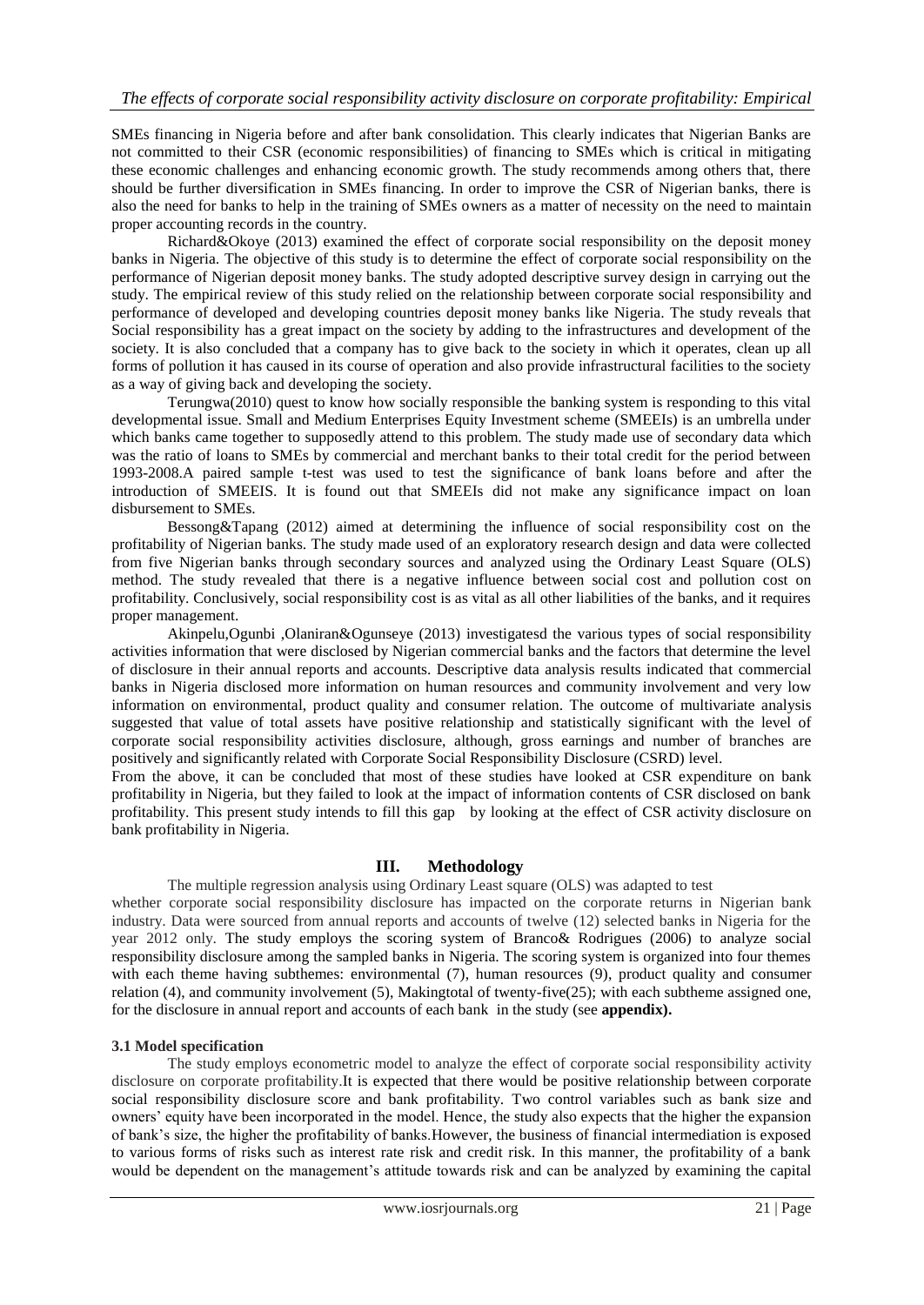SMEs financing in Nigeria before and after bank consolidation. This clearly indicates that Nigerian Banks are not committed to their CSR (economic responsibilities) of financing to SMEs which is critical in mitigating these economic challenges and enhancing economic growth. The study recommends among others that, there should be further diversification in SMEs financing. In order to improve the CSR of Nigerian banks, there is also the need for banks to help in the training of SMEs owners as a matter of necessity on the need to maintain proper accounting records in the country.

Richard&Okoye (2013) examined the effect of corporate social responsibility on the deposit money banks in Nigeria. The objective of this study is to determine the effect of corporate social responsibility on the performance of Nigerian deposit money banks. The study adopted descriptive survey design in carrying out the study. The empirical review of this study relied on the relationship between corporate social responsibility and performance of developed and developing countries deposit money banks like Nigeria. The study reveals that Social responsibility has a great impact on the society by adding to the infrastructures and development of the society. It is also concluded that a company has to give back to the society in which it operates, clean up all forms of pollution it has caused in its course of operation and also provide infrastructural facilities to the society as a way of giving back and developing the society.

Terungwa(2010) quest to know how socially responsible the banking system is responding to this vital developmental issue. Small and Medium Enterprises Equity Investment scheme (SMEEIs) is an umbrella under which banks came together to supposedly attend to this problem. The study made use of secondary data which was the ratio of loans to SMEs by commercial and merchant banks to their total credit for the period between 1993-2008.A paired sample t-test was used to test the significance of bank loans before and after the introduction of SMEEIS. It is found out that SMEEIs did not make any significance impact on loan disbursement to SMEs.

Bessong&Tapang (2012) aimed at determining the influence of social responsibility cost on the profitability of Nigerian banks. The study made used of an exploratory research design and data were collected from five Nigerian banks through secondary sources and analyzed using the Ordinary Least Square (OLS) method. The study revealed that there is a negative influence between social cost and pollution cost on profitability. Conclusively, social responsibility cost is as vital as all other liabilities of the banks, and it requires proper management.

Akinpelu,Ogunbi ,Olaniran&Ogunseye (2013) investigatesd the various types of social responsibility activities information that were disclosed by Nigerian commercial banks and the factors that determine the level of disclosure in their annual reports and accounts. Descriptive data analysis results indicated that commercial banks in Nigeria disclosed more information on human resources and community involvement and very low information on environmental, product quality and consumer relation. The outcome of multivariate analysis suggested that value of total assets have positive relationship and statistically significant with the level of corporate social responsibility activities disclosure, although, gross earnings and number of branches are positively and significantly related with Corporate Social Responsibility Disclosure (CSRD) level.

From the above, it can be concluded that most of these studies have looked at CSR expenditure on bank profitability in Nigeria, but they failed to look at the impact of information contents of CSR disclosed on bank profitability. This present study intends to fill this gap by looking at the effect of CSR activity disclosure on bank profitability in Nigeria.

## III. Methodology

The multiple regression analysis using Ordinary Least square (OLS) was adapted to test whether corporate social responsibility disclosure has impacted on the corporate returns in Nigerian bank industry. Data were sourced from annual reports and accounts of twelve (12) selected banks in Nigeria for the year 2012 only. The study employs the scoring system of Branco& Rodrigues (2006) to analyze social responsibility disclosure among the sampled banks in Nigeria. The scoring system is organized into four themes with each theme having subthemes: environmental (7), human resources (9), product quality and consumer relation (4), and community involvement (5), Makingtotal of twenty-five(25); with each subtheme assigned one, for the disclosure in annual report and accounts of each bank in the study (see **appendix).**

### 3.1 Model specification

The study employs econometric model to analyze the effect of corporate social responsibility activity disclosure on corporate profitability.It is expected that there would be positive relationship between corporate social responsibility disclosure score and bank profitability. Two control variables such as bank size and owners' equity have been incorporated in the model. Hence, the study also expects that the higher the expansion of bank's size, the higher the profitability of banks.However, the business of financial intermediation is exposed to various forms of risks such as interest rate risk and credit risk. In this manner, the profitability of a bank would be dependent on the management's attitude towards risk and can be analyzed by examining the capital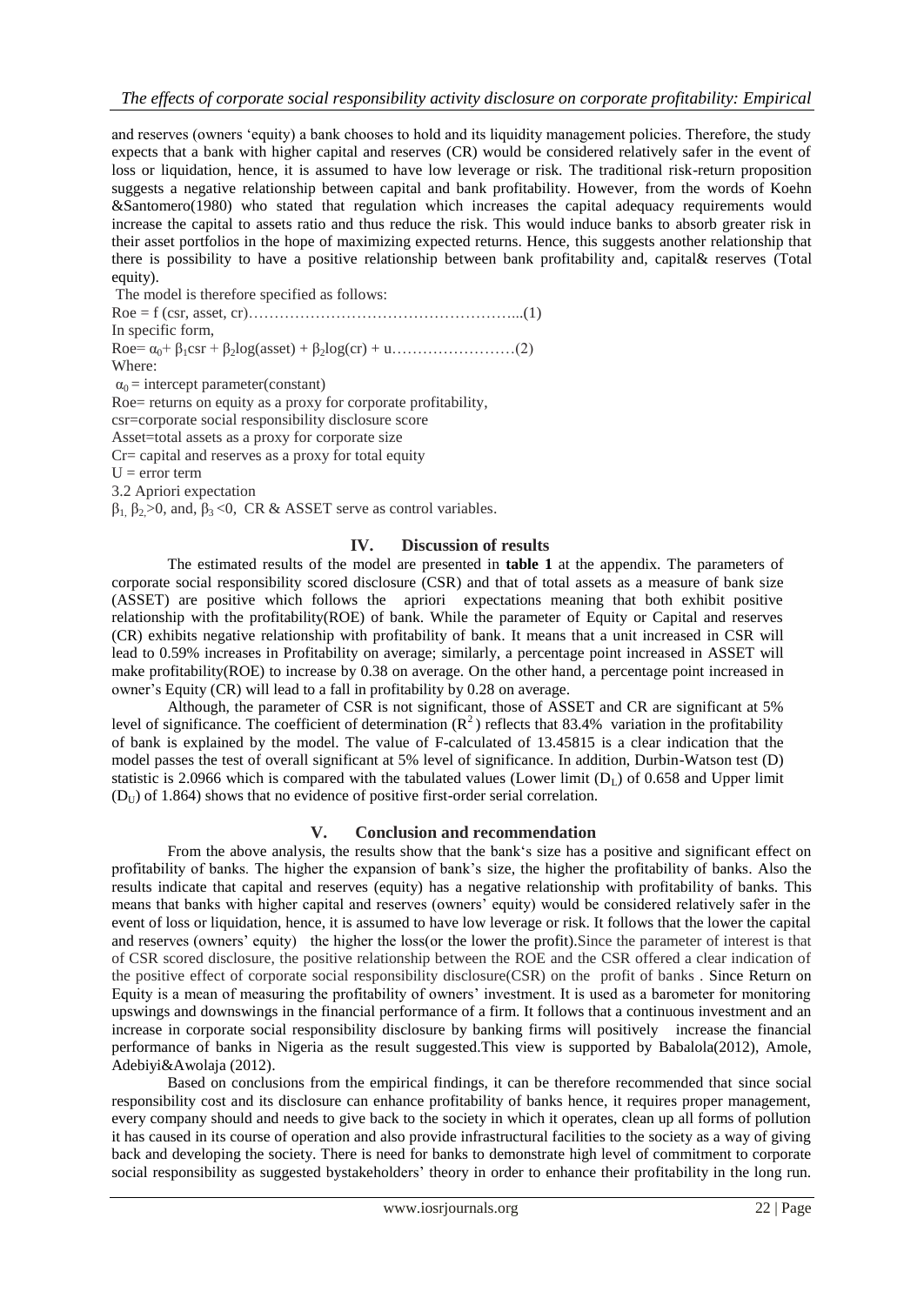and reserves (owners 'equity) a bank chooses to hold and its liquidity management policies. Therefore, the study expects that a bank with higher capital and reserves (CR) would be considered relatively safer in the event of loss or liquidation, hence, it is assumed to have low leverage or risk. The traditional risk-return proposition suggests a negative relationship between capital and bank profitability. However, from the words of Koehn &Santomero(1980) who stated that regulation which increases the capital adequacy requirements would increase the capital to assets ratio and thus reduce the risk. This would induce banks to absorb greater risk in their asset portfolios in the hope of maximizing expected returns. Hence, this suggests another relationship that there is possibility to have a positive relationship between bank profitability and, capital& reserves (Total equity).

The model is therefore specified as follows:

Roe = f (csr, asset, cr)……………………………………………...(1)

In specific form,

Roe= $\alpha_0$+ $\beta_1$csr + $\beta_2$log(asset) + $\beta_2$log(cr) + u……………………(2)

Where:

$\alpha_0$ = intercept parameter(constant)

Roe= returns on equity as a proxy for corporate profitability,

csr=corporate social responsibility disclosure score

Asset=total assets as a proxy for corporate size

Cr= capital and reserves as a proxy for total equity

U = error term

3.2 Apriori expectation

$\beta_1$, $\beta_2$>0, and, $\beta_3$ <0, CR & ASSET serve as control variables.

## IV. Discussion of results

The estimated results of the model are presented in **table 1** at the appendix. The parameters of corporate social responsibility scored disclosure (CSR) and that of total assets as a measure of bank size (ASSET) are positive which follows the apriori expectations meaning that both exhibit positive relationship with the profitability(ROE) of bank. While the parameter of Equity or Capital and reserves (CR) exhibits negative relationship with profitability of bank. It means that a unit increased in CSR will lead to 0.59% increases in Profitability on average; similarly, a percentage point increased in ASSET will make profitability(ROE) to increase by 0.38 on average. On the other hand, a percentage point increased in owner's Equity (CR) will lead to a fall in profitability by 0.28 on average.

Although, the parameter of CSR is not significant, those of ASSET and CR are significant at 5% level of significance. The coefficient of determination ($R^2$) reflects that 83.4% variation in the profitability of bank is explained by the model. The value of F-calculated of 13.45815 is a clear indication that the model passes the test of overall significant at 5% level of significance. In addition, Durbin-Watson test (D) statistic is 2.0966 which is compared with the tabulated values (Lower limit ($D_L$) of 0.658 and Upper limit ($D_U$) of 1.864) shows that no evidence of positive first-order serial correlation.

## V. Conclusion and recommendation

From the above analysis, the results show that the bank's size has a positive and significant effect on profitability of banks. The higher the expansion of bank's size, the higher the profitability of banks. Also the results indicate that capital and reserves (equity) has a negative relationship with profitability of banks. This means that banks with higher capital and reserves (owners' equity) would be considered relatively safer in the event of loss or liquidation, hence, it is assumed to have low leverage or risk. It follows that the lower the capital and reserves (owners' equity) the higher the loss(or the lower the profit).Since the parameter of interest is that of CSR scored disclosure, the positive relationship between the ROE and the CSR offered a clear indication of the positive effect of corporate social responsibility disclosure(CSR) on the profit of banks . Since Return on Equity is a mean of measuring the profitability of owners' investment. It is used as a barometer for monitoring upswings and downswings in the financial performance of a firm. It follows that a continuous investment and an increase in corporate social responsibility disclosure by banking firms will positively increase the financial performance of banks in Nigeria as the result suggested.This view is supported by Babalola(2012), Amole, Adebiyi&Awolaja (2012).

Based on conclusions from the empirical findings, it can be therefore recommended that since social responsibility cost and its disclosure can enhance profitability of banks hence, it requires proper management, every company should and needs to give back to the society in which it operates, clean up all forms of pollution it has caused in its course of operation and also provide infrastructural facilities to the society as a way of giving back and developing the society. There is need for banks to demonstrate high level of commitment to corporate social responsibility as suggested bystakeholders' theory in order to enhance their profitability in the long run.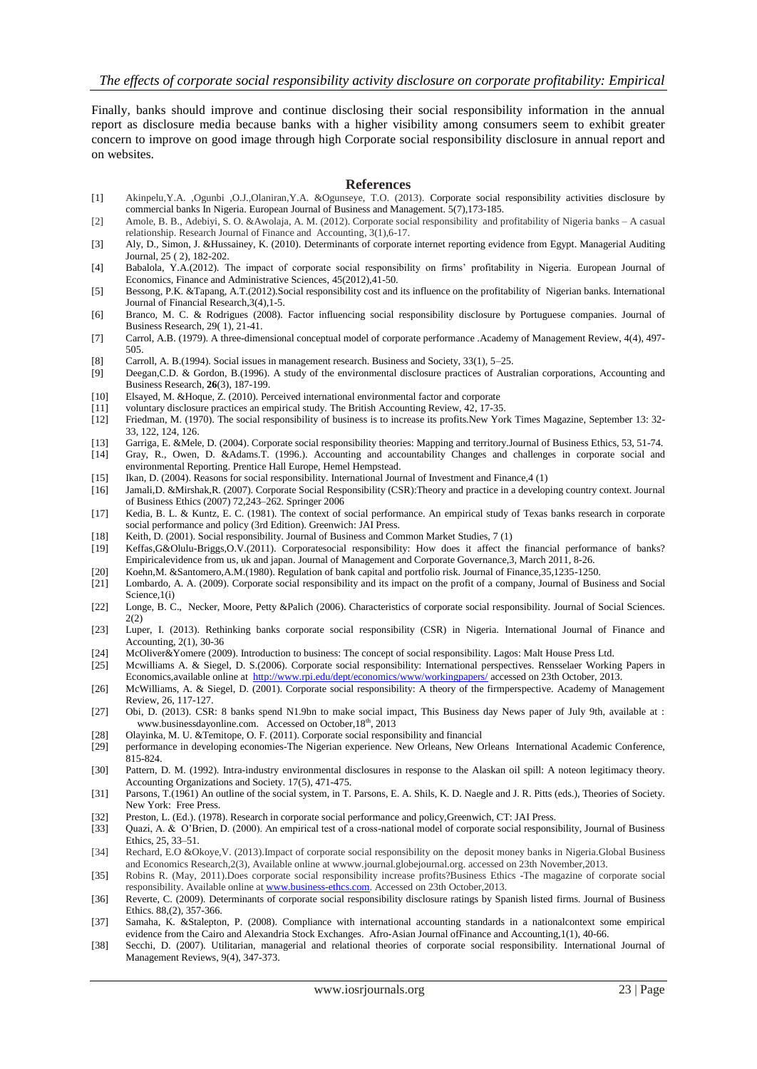Finally, banks should improve and continue disclosing their social responsibility information in the annual report as disclosure media because banks with a higher visibility among consumers seem to exhibit greater concern to improve on good image through high Corporate social responsibility disclosure in annual report and on websites.

## References

[1] Akinpelu,Y.A. ,Ogunbi ,O.J.,Olaniran,Y.A. &Ogunseye, T.O. (2013). Corporate social responsibility activities disclosure by commercial banks In Nigeria. European Journal of Business and Management. 5(7),173-185.

[2] Amole, B. B., Adebiyi, S. O. &Awolaja, A. M. (2012). Corporate social responsibility and profitability of Nigeria banks – A casual relationship. Research Journal of Finance and Accounting, 3(1),6-17.

[3] Aly, D., Simon, J. &Hussainey, K. (2010). Determinants of corporate internet reporting evidence from Egypt. Managerial Auditing Journal, 25 ( 2), 182-202.

[4] Babalola, Y.A.(2012). The impact of corporate social responsibility on firms' profitability in Nigeria. European Journal of Economics, Finance and Administrative Sciences, 45(2012),41-50.

[5] Bessong, P.K. &Tapang, A.T.(2012).Social responsibility cost and its influence on the profitability of Nigerian banks. International Journal of Financial Research,3(4),1-5.

[6] Branco, M. C. & Rodrigues (2008). Factor influencing social responsibility disclosure by Portuguese companies. Journal of Business Research, 29( 1), 21-41.

[7] Carrol, A.B. (1979). A three-dimensional conceptual model of corporate performance .Academy of Management Review, 4(4), 497-505.

[8] Carroll, A. B.(1994). Social issues in management research. Business and Society, 33(1), 5–25.

[9] Deegan,C.D. & Gordon, B.(1996). A study of the environmental disclosure practices of Australian corporations, Accounting and Business Research, **26**(3), 187-199.

[10] Elsayed, M. &Hoque, Z. (2010). Perceived international environmental factor and corporate

[11] voluntary disclosure practices an empirical study. The British Accounting Review, 42, 17-35.

[12] Friedman, M. (1970). The social responsibility of business is to increase its profits.New York Times Magazine, September 13: 32-33, 122, 124, 126.

[13] Garriga, E. &Mele, D. (2004). Corporate social responsibility theories: Mapping and territory.Journal of Business Ethics, 53, 51-74.

[14] Gray, R., Owen, D. &Adams.T. (1996.). Accounting and accountability Changes and challenges in corporate social and environmental Reporting. Prentice Hall Europe, Hemel Hempstead.

[15] Ikan, D. (2004). Reasons for social responsibility. International Journal of Investment and Finance,4 (1)

[16] Jamali,D. &Mirshak,R. (2007). Corporate Social Responsibility (CSR):Theory and practice in a developing country context. Journal of Business Ethics (2007) 72,243–262. Springer 2006

[17] Kedia, B. L. & Kuntz, E. C. (1981). The context of social performance. An empirical study of Texas banks research in corporate social performance and policy (3rd Edition). Greenwich: JAI Press.

[18] Keith, D. (2001). Social responsibility. Journal of Business and Common Market Studies, 7 (1)

[19] Keffas,G&Olulu-Briggs,O.V.(2011). Corporatesocial responsibility: How does it affect the financial performance of banks? Empiricalevidence from us, uk and japan. Journal of Management and Corporate Governance,3, March 2011, 8-26.

[20] Koehn,M. &Santomero,A.M.(1980). Regulation of bank capital and portfolio risk. Journal of Finance,35,1235-1250.

[21] Lombardo, A. A. (2009). Corporate social responsibility and its impact on the profit of a company, Journal of Business and Social Science,1(i)

[22] Longe, B. C., Necker, Moore, Petty &Palich (2006). Characteristics of corporate social responsibility. Journal of Social Sciences. 2(2)

[23] Luper, I. (2013). Rethinking banks corporate social responsibility (CSR) in Nigeria. International Journal of Finance and Accounting, 2(1), 30-36

[24] McOliver&Yomere (2009). Introduction to business: The concept of social responsibility. Lagos: Malt House Press Ltd.

[25] Mcwilliams A. & Siegel, D. S.(2006). Corporate social responsibility: International perspectives. Rensselaer Working Papers in Economics,available online at http://www.rpi.edu/dept/economics/www/workingpapers/ accessed on 23th October, 2013.

[26] McWilliams, A. & Siegel, D. (2001). Corporate social responsibility: A theory of the firmperspective. Academy of Management Review, 26, 117-127.

[27] Obi, D. (2013). CSR: 8 banks spend N1.9bn to make social impact, This Business day News paper of July 9th, available at : www.businessdayonline.com. Accessed on October,18th, 2013

[28] Olayinka, M. U. &Temitope, O. F. (2011). Corporate social responsibility and financial

[29] performance in developing economies-The Nigerian experience. New Orleans, New Orleans International Academic Conference, 815-824.

[30] Pattern, D. M. (1992). Intra-industry environmental disclosures in response to the Alaskan oil spill: A noteon legitimacy theory. Accounting Organizations and Society. 17(5), 471-475.

[31] Parsons, T.(1961) An outline of the social system, in T. Parsons, E. A. Shils, K. D. Naegle and J. R. Pitts (eds.), Theories of Society. New York: Free Press.

[32] Preston, L. (Ed.). (1978). Research in corporate social performance and policy,Greenwich, CT: JAI Press.

[33] Quazi, A. & O'Brien, D. (2000). An empirical test of a cross-national model of corporate social responsibility, Journal of Business Ethics, 25, 33–51.

[34] Rechard, E.O &Okoye,V. (2013).Impact of corporate social responsibility on the deposit money banks in Nigeria.Global Business and Economics Research,2(3), Available online at wwww.journal.globejournal.org. accessed on 23th November,2013.

[35] Robins R. (May, 2011).Does corporate social responsibility increase profits?Business Ethics -The magazine of corporate social responsibility. Available online at www.business-ethcs.com. Accessed on 23th October,2013.

[36] Reverte, C. (2009). Determinants of corporate social responsibility disclosure ratings by Spanish listed firms. Journal of Business Ethics. 88,(2), 357-366.

[37] Samaha, K. &Stalepton, P. (2008). Compliance with international accounting standards in a nationalcontext some empirical evidence from the Cairo and Alexandria Stock Exchanges. Afro-Asian Journal ofFinance and Accounting,1(1), 40-66.

[38] Secchi, D. (2007). Utilitarian, managerial and relational theories of corporate social responsibility. International Journal of Management Reviews, 9(4), 347-373.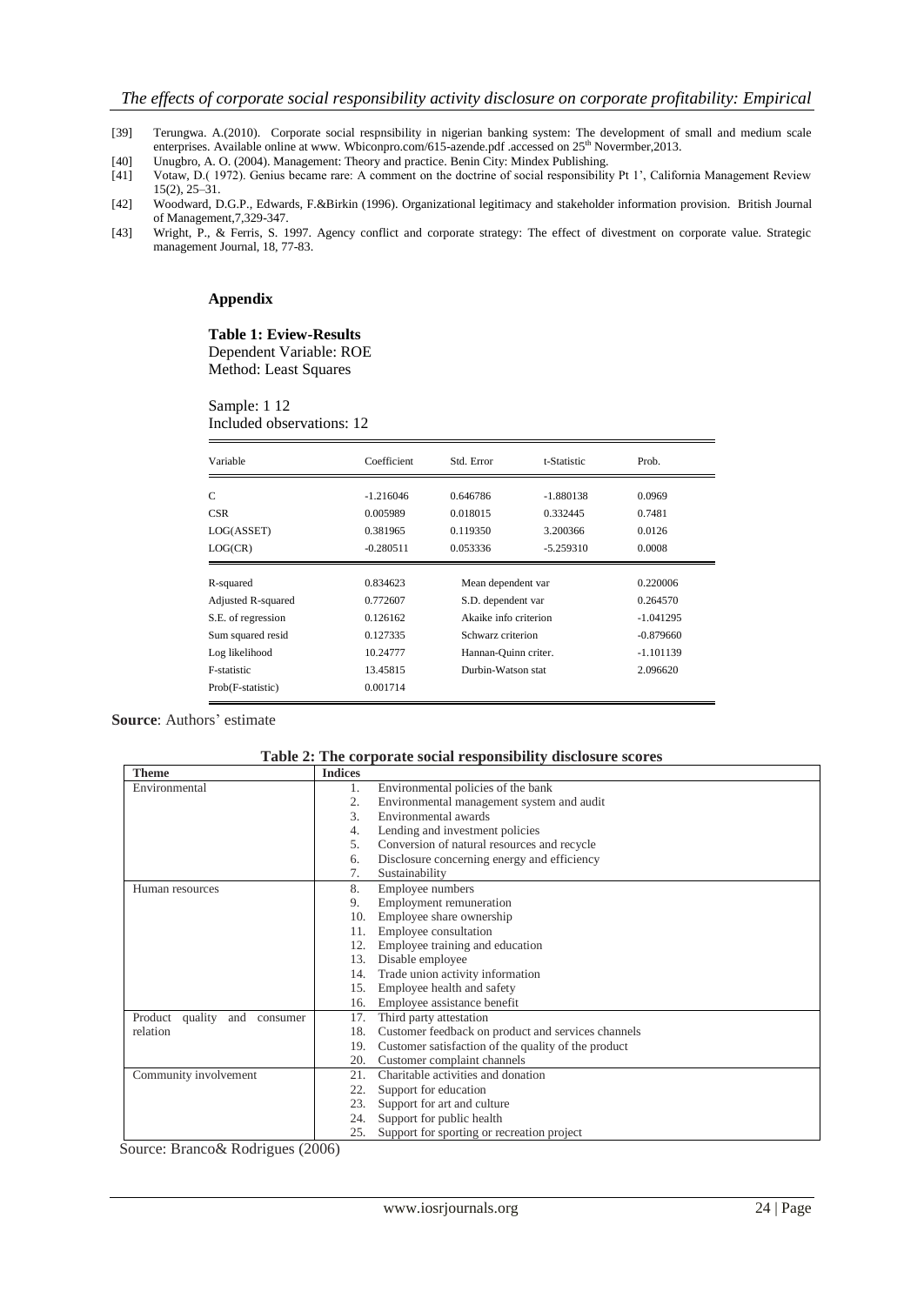[39] Terungwa. A.(2010). Corporate social respnsibility in nigerian banking system: The development of small and medium scale enterprises. Available online at www. Wbiconpro.com/615-azende.pdf .accessed on 25th Novermber,2013.

[40] Unugbro, A. O. (2004). Management: Theory and practice. Benin City: Mindex Publishing.

[41] Votaw, D.( 1972). Genius became rare: A comment on the doctrine of social responsibility Pt 1', California Management Review 15(2), 25–31.

[42] Woodward, D.G.P., Edwards, F.&Birkin (1996). Organizational legitimacy and stakeholder information provision. British Journal of Management,7,329-347.

[43] Wright, P., & Ferris, S. 1997. Agency conflict and corporate strategy: The effect of divestment on corporate value. Strategic management Journal, 18, 77-83.

## Appendix

**Table 1: Eview-Results**
Dependent Variable: ROE
Method: Least Squares

Sample: 1 12
Included observations: 12

| Variable | Coefficient | Std. Error | t-Statistic | Prob. |
|---|---|---|---|---|
| C | -1.216046 | 0.646786 | -1.880138 | 0.0969 |
| CSR | 0.005989 | 0.018015 | 0.332445 | 0.7481 |
| LOG(ASSET) | 0.381965 | 0.119350 | 3.200366 | 0.0126 |
| LOG(CR) | -0.280511 | 0.053336 | -5.259310 | 0.0008 |

| | | | |
|---|---|---|---|
| R-squared | 0.834623 | Mean dependent var | 0.220006 |
| Adjusted R-squared | 0.772607 | S.D. dependent var | 0.264570 |
| S.E. of regression | 0.126162 | Akaike info criterion | -1.041295 |
| Sum squared resid | 0.127335 | Schwarz criterion | -0.879660 |
| Log likelihood | 10.24777 | Hannan-Quinn criter. | -1.101139 |
| F-statistic | 13.45815 | Durbin-Watson stat | 2.096620 |
| Prob(F-statistic) | 0.001714 | | |

**Source**: Authors' estimate

**Table 2: The corporate social responsibility disclosure scores**

| Theme | Indices |
|---|---|
| Environmental | 1. Environmental policies of the bank<br>2. Environmental management system and audit<br>3. Environmental awards<br>4. Lending and investment policies<br>5. Conversion of natural resources and recycle<br>6. Disclosure concerning energy and efficiency<br>7. Sustainability |
| Human resources | 8. Employee numbers<br>9. Employment remuneration<br>10. Employee share ownership<br>11. Employee consultation<br>12. Employee training and education<br>13. Disable employee<br>14. Trade union activity information<br>15. Employee health and safety<br>16. Employee assistance benefit |
| Product quality and consumer relation | 17. Third party attestation<br>18. Customer feedback on product and services channels<br>19. Customer satisfaction of the quality of the product<br>20. Customer complaint channels |
| Community involvement | 21. Charitable activities and donation<br>22. Support for education<br>23. Support for art and culture<br>24. Support for public health<br>25. Support for sporting or recreation project |

Source: Branco& Rodrigues (2006)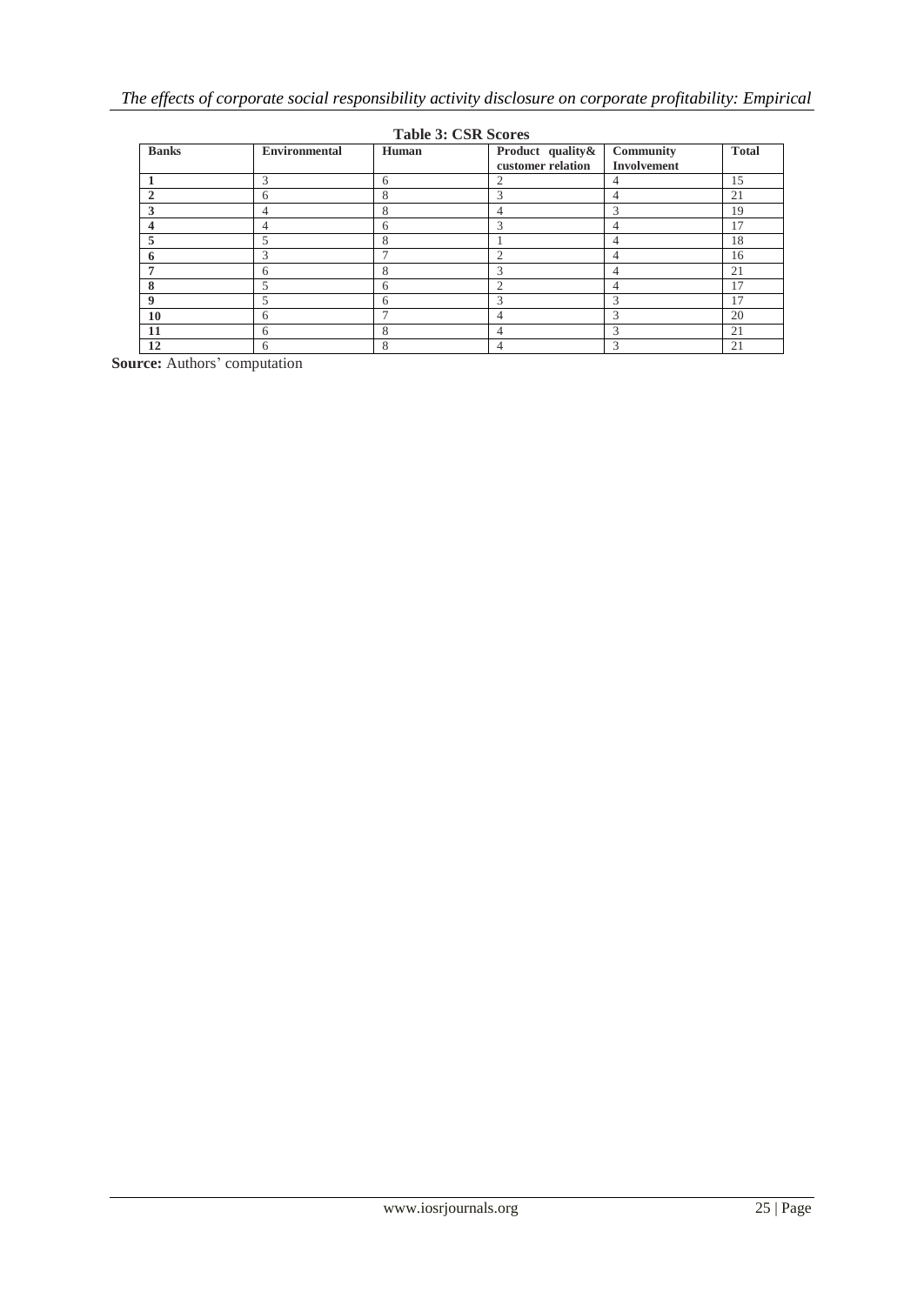**Table 3: CSR Scores**

| Banks | Environmental | Human | Product quality& customer relation | Community Involvement | Total |
|---|---|---|---|---|---|
| 1 | 3 | 6 | 2 | 4 | 15 |
| 2 | 6 | 8 | 3 | 4 | 21 |
| 3 | 4 | 8 | 4 | 3 | 19 |
| 4 | 4 | 6 | 3 | 4 | 17 |
| 5 | 5 | 8 | 1 | 4 | 18 |
| 6 | 3 | 7 | 2 | 4 | 16 |
| 7 | 6 | 8 | 3 | 4 | 21 |
| 8 | 5 | 6 | 2 | 4 | 17 |
| 9 | 5 | 6 | 3 | 3 | 17 |
| 10 | 6 | 7 | 4 | 3 | 20 |
| 11 | 6 | 8 | 4 | 3 | 21 |
| 12 | 6 | 8 | 4 | 3 | 21 |

**Source:** Authors' computation